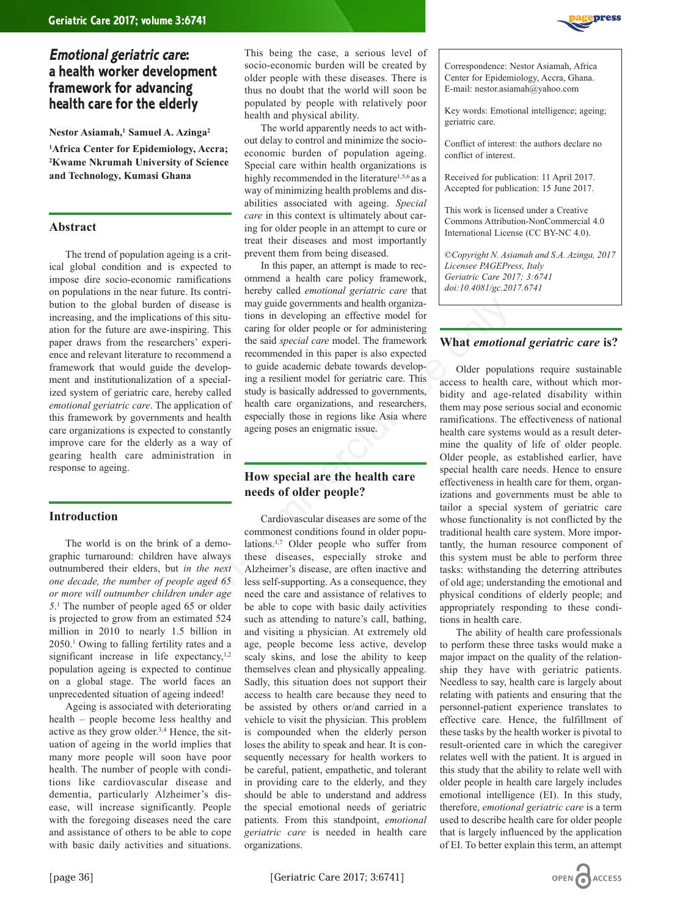# *Emotional geriatric care*: a health worker development framework for advancing health care for the elderly

**Nestor Asiamah,[1] Samuel A. Azinga[2]**

**[1]Africa Center for Epidemiology, Accra; [2]Kwame Nkrumah University of Science and Technology, Kumasi Ghana**

## Abstract

The trend of population ageing is a critical global condition and is expected to impose dire socio-economic ramifications on populations in the near future. Its contribution to the global burden of disease is increasing, and the implications of this situation for the future are awe-inspiring. This paper draws from the researchers' experience and relevant literature to recommend a framework that would guide the development and institutionalization of a specialized system of geriatric care, hereby called *emotional geriatric care*. The application of this framework by governments and health care organizations is expected to constantly improve care for the elderly as a way of gearing health care administration in response to ageing.

## Introduction

The world is on the brink of a demographic turnaround: children have always outnumbered their elders, but *in the next one decade, the number of people aged 65 or more will outnumber children under age 5*.[1] The number of people aged 65 or older is projected to grow from an estimated 524 million in 2010 to nearly 1.5 billion in 2050.[1] Owing to falling fertility rates and a significant increase in life expectancy,[1,2] population ageing is expected to continue on a global stage. The world faces an unprecedented situation of ageing indeed!

Ageing is associated with deteriorating health – people become less healthy and active as they grow older.[3,4] Hence, the situation of ageing in the world implies that many more people will soon have poor health. The number of people with conditions like cardiovascular disease and dementia, particularly Alzheimer's disease, will increase significantly. People with the foregoing diseases need the care and assistance of others to be able to cope with basic daily activities and situations. This being the case, a serious level of socio-economic burden will be created by older people with these diseases. There is thus no doubt that the world will soon be populated by people with relatively poor health and physical ability.

The world apparently needs to act without delay to control and minimize the socio-economic burden of population ageing. Special care within health organizations is highly recommended in the literature[1,5,6] as a way of minimizing health problems and disabilities associated with ageing. *Special care* in this context is ultimately about caring for older people in an attempt to cure or treat their diseases and most importantly prevent them from being diseased.

In this paper, an attempt is made to recommend a health care policy framework, hereby called *emotional geriatric care* that may guide governments and health organizations in developing an effective model for caring for older people or for administering the said *special care* model. The framework recommended in this paper is also expected to guide academic debate towards developing a resilient model for geriatric care. This study is basically addressed to governments, health care organizations, and researchers, especially those in regions like Asia where ageing poses an enigmatic issue.

## How special are the health care needs of older people?

Cardiovascular diseases are some of the commonest conditions found in older populations.[1,7] Older people who suffer from these diseases, especially stroke and Alzheimer's disease, are often inactive and less self-supporting. As a consequence, they need the care and assistance of relatives to be able to cope with basic daily activities such as attending to nature's call, bathing, and visiting a physician. At extremely old age, people become less active, develop scaly skins, and lose the ability to keep themselves clean and physically appealing. Sadly, this situation does not support their access to health care because they need to be assisted by others or/and carried in a vehicle to visit the physician. This problem is compounded when the elderly person loses the ability to speak and hear. It is consequently necessary for health workers to be careful, patient, empathetic, and tolerant in providing care to the elderly, and they should be able to understand and address the special emotional needs of geriatric patients. From this standpoint, *emotional geriatric care* is needed in health care organizations.

Correspondence: Nestor Asiamah, Africa Center for Epidemiology, Accra, Ghana.
E-mail: nestor.asiamah@yahoo.com

Key words: Emotional intelligence; ageing; geriatric care.

Conflict of interest: the authors declare no conflict of interest.

Received for publication: 11 April 2017.
Accepted for publication: 15 June 2017.

This work is licensed under a Creative Commons Attribution-NonCommercial 4.0 International License (CC BY-NC 4.0).

*©Copyright N. Asiamah and S.A. Azinga, 2017*
*Licensee PAGEPress, Italy*
*Geriatric Care 2017; 3:6741*
*doi:10.4081/gc.2017.6741*

## What *emotional geriatric care* is?

Older populations require sustainable access to health care, without which morbidity and age-related disability within them may pose serious social and economic ramifications. The effectiveness of national health care systems would as a result determine the quality of life of older people. Older people, as established earlier, have special health care needs. Hence to ensure effectiveness in health care for them, organizations and governments must be able to tailor a special system of geriatric care whose functionality is not conflicted by the traditional health care system. More importantly, the human resource component of this system must be able to perform three tasks: withstanding the deterring attributes of old age; understanding the emotional and physical conditions of elderly people; and appropriately responding to these conditions in health care.

The ability of health care professionals to perform these three tasks would make a major impact on the quality of the relationship they have with geriatric patients. Needless to say, health care is largely about relating with patients and ensuring that the personnel-patient experience translates to effective care. Hence, the fulfillment of these tasks by the health worker is pivotal to result-oriented care in which the caregiver relates well with the patient. It is argued in this study that the ability to relate well with older people in health care largely includes emotional intelligence (EI). In this study, therefore, *emotional geriatric care* is a term used to describe health care for older people that is largely influenced by the application of EI. To better explain this term, an attempt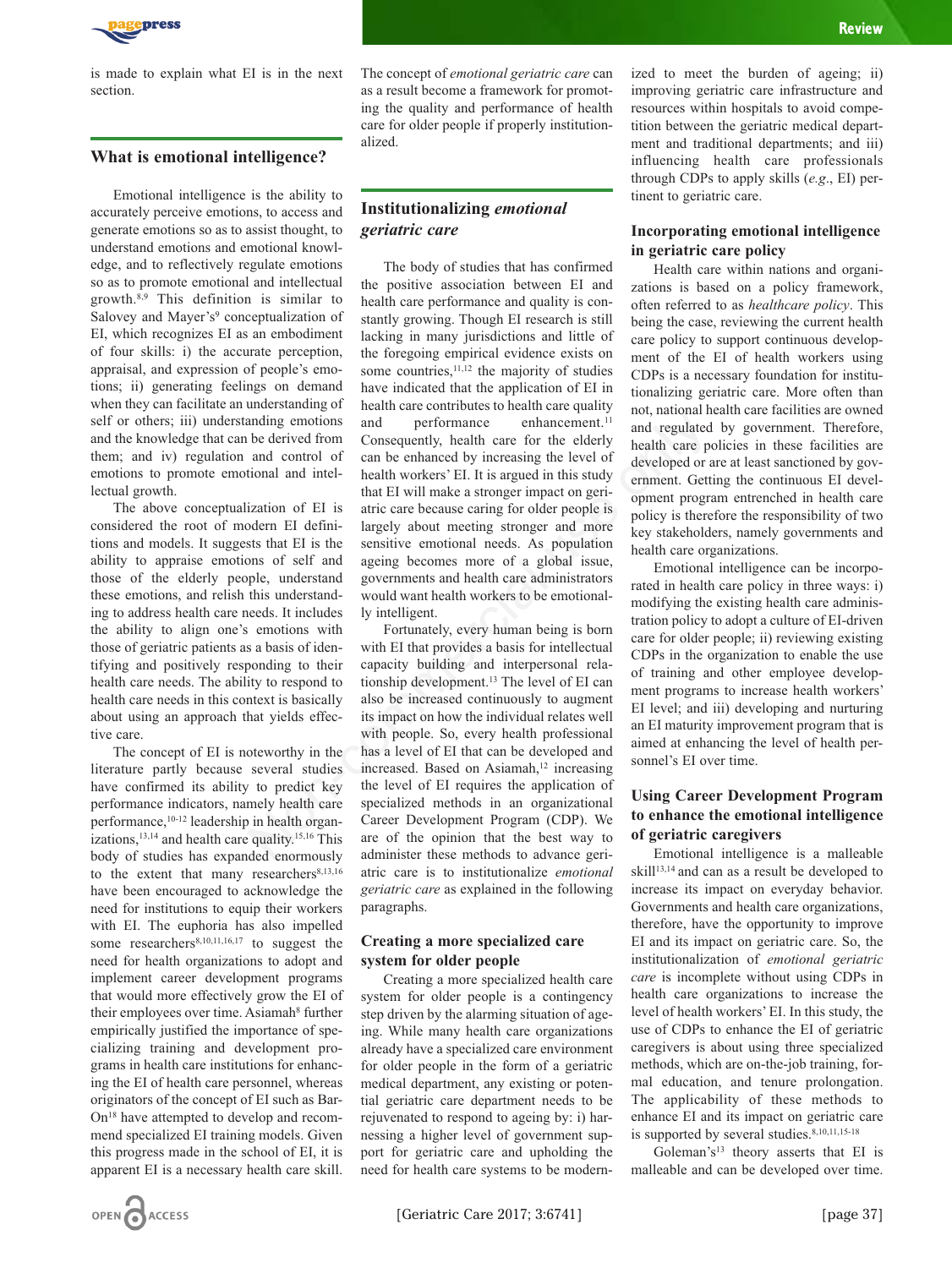is made to explain what EI is in the next section.

## What is emotional intelligence?

Emotional intelligence is the ability to accurately perceive emotions, to access and generate emotions so as to assist thought, to understand emotions and emotional knowledge, and to reflectively regulate emotions so as to promote emotional and intellectual growth.[8,9] This definition is similar to Salovey and Mayer's[9] conceptualization of EI, which recognizes EI as an embodiment of four skills: i) the accurate perception, appraisal, and expression of people's emotions; ii) generating feelings on demand when they can facilitate an understanding of self or others; iii) understanding emotions and the knowledge that can be derived from them; and iv) regulation and control of emotions to promote emotional and intellectual growth.

The above conceptualization of EI is considered the root of modern EI definitions and models. It suggests that EI is the ability to appraise emotions of self and those of the elderly people, understand these emotions, and relish this understanding to address health care needs. It includes the ability to align one's emotions with those of geriatric patients as a basis of identifying and positively responding to their health care needs. The ability to respond to health care needs in this context is basically about using an approach that yields effective care.

The concept of EI is noteworthy in the literature partly because several studies have confirmed its ability to predict key performance indicators, namely health care performance,[10-12] leadership in health organizations,[13,14] and health care quality.[15,16] This body of studies has expanded enormously to the extent that many researchers[8,13,16] have been encouraged to acknowledge the need for institutions to equip their workers with EI. The euphoria has also impelled some researchers[8,10,11,16,17] to suggest the need for health organizations to adopt and implement career development programs that would more effectively grow the EI of their employees over time. Asiamah[8] further empirically justified the importance of specializing training and development programs in health care institutions for enhancing the EI of health care personnel, whereas originators of the concept of EI such as Bar-On[18] have attempted to develop and recommend specialized EI training models. Given this progress made in the school of EI, it is apparent EI is a necessary health care skill. The concept of *emotional geriatric care* can as a result become a framework for promoting the quality and performance of health care for older people if properly institutionalized.

## Institutionalizing *emotional geriatric care*

The body of studies that has confirmed the positive association between EI and health care performance and quality is constantly growing. Though EI research is still lacking in many jurisdictions and little of the foregoing empirical evidence exists on some countries,[11,12] the majority of studies have indicated that the application of EI in health care contributes to health care quality and performance enhancement.[11] Consequently, health care for the elderly can be enhanced by increasing the level of health workers' EI. It is argued in this study that EI will make a stronger impact on geriatric care because caring for older people is largely about meeting stronger and more sensitive emotional needs. As population ageing becomes more of a global issue, governments and health care administrators would want health workers to be emotionally intelligent.

Fortunately, every human being is born with EI that provides a basis for intellectual capacity building and interpersonal relationship development.[13] The level of EI can also be increased continuously to augment its impact on how the individual relates well with people. So, every health professional has a level of EI that can be developed and increased. Based on Asiamah,[12] increasing the level of EI requires the application of specialized methods in an organizational Career Development Program (CDP). We are of the opinion that the best way to administer these methods to advance geriatric care is to institutionalize *emotional geriatric care* as explained in the following paragraphs.

### Creating a more specialized care system for older people

Creating a more specialized health care system for older people is a contingency step driven by the alarming situation of ageing. While many health care organizations already have a specialized care environment for older people in the form of a geriatric medical department, any existing or potential geriatric care department needs to be rejuvenated to respond to ageing by: i) harnessing a higher level of government support for geriatric care and upholding the need for health care systems to be modernized to meet the burden of ageing; ii) improving geriatric care infrastructure and resources within hospitals to avoid competition between the geriatric medical department and traditional departments; and iii) influencing health care professionals through CDPs to apply skills (*e.g.*, EI) pertinent to geriatric care.

### Incorporating emotional intelligence in geriatric care policy

Health care within nations and organizations is based on a policy framework, often referred to as *healthcare policy*. This being the case, reviewing the current health care policy to support continuous development of the EI of health workers using CDPs is a necessary foundation for institutionalizing geriatric care. More often than not, national health care facilities are owned and regulated by government. Therefore, health care policies in these facilities are developed or are at least sanctioned by government. Getting the continuous EI development program entrenched in health care policy is therefore the responsibility of two key stakeholders, namely governments and health care organizations.

Emotional intelligence can be incorporated in health care policy in three ways: i) modifying the existing health care administration policy to adopt a culture of EI-driven care for older people; ii) reviewing existing CDPs in the organization to enable the use of training and other employee development programs to increase health workers' EI level; and iii) developing and nurturing an EI maturity improvement program that is aimed at enhancing the level of health personnel's EI over time.

### Using Career Development Program to enhance the emotional intelligence of geriatric caregivers

Emotional intelligence is a malleable skill[13,14] and can as a result be developed to increase its impact on everyday behavior. Governments and health care organizations, therefore, have the opportunity to improve EI and its impact on geriatric care. So, the institutionalization of *emotional geriatric care* is incomplete without using CDPs in health care organizations to increase the level of health workers' EI. In this study, the use of CDPs to enhance the EI of geriatric caregivers is about using three specialized methods, which are on-the-job training, formal education, and tenure prolongation. The applicability of these methods to enhance EI and its impact on geriatric care is supported by several studies.[8,10,11,15-18]

Goleman's[13] theory asserts that EI is malleable and can be developed over time.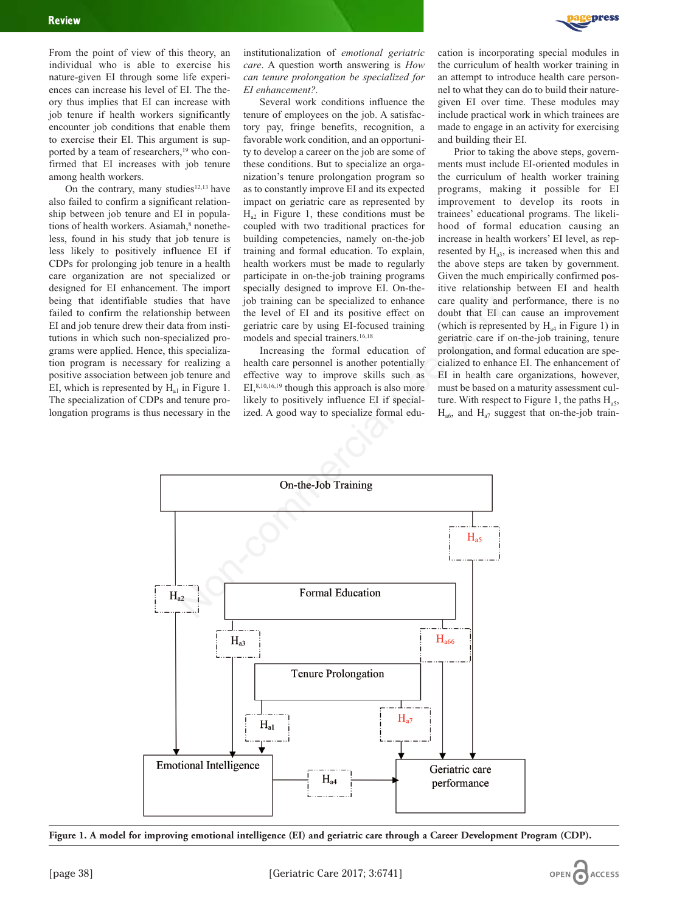From the point of view of this theory, an individual who is able to exercise his nature-given EI through some life experiences can increase his level of EI. The theory thus implies that EI can increase with job tenure if health workers significantly encounter job conditions that enable them to exercise their EI. This argument is supported by a team of researchers,[19] who confirmed that EI increases with job tenure among health workers.

On the contrary, many studies[12,13] have also failed to confirm a significant relationship between job tenure and EI in populations of health workers. Asiamah,[8] nonetheless, found in his study that job tenure is less likely to positively influence EI if CDPs for prolonging job tenure in a health care organization are not specialized or designed for EI enhancement. The import being that identifiable studies that have failed to confirm the relationship between EI and job tenure drew their data from institutions in which such non-specialized programs were applied. Hence, this specialization program is necessary for realizing a positive association between job tenure and EI, which is represented by $H_{a1}$ in Figure 1. The specialization of CDPs and tenure prolongation programs is thus necessary in the institutionalization of *emotional geriatric care*. A question worth answering is *How can tenure prolongation be specialized for EI enhancement?*.

Several work conditions influence the tenure of employees on the job. A satisfactory pay, fringe benefits, recognition, a favorable work condition, and an opportunity to develop a career on the job are some of these conditions. But to specialize an organization's tenure prolongation program so as to constantly improve EI and its expected impact on geriatric care as represented by $H_{a2}$ in Figure 1, these conditions must be coupled with two traditional practices for building competencies, namely on-the-job training and formal education. To explain, health workers must be made to regularly participate in on-the-job training programs specially designed to improve EI. On-the-job training can be specialized to enhance the level of EI and its positive effect on geriatric care by using EI-focused training models and special trainers.[16,18]

Increasing the formal education of health care personnel is another potentially effective way to improve skills such as EI,[8,10,16,19] though this approach is also more likely to positively influence EI if specialized. A good way to specialize formal education is incorporating special modules in the curriculum of health worker training in an attempt to introduce health care personnel to what they can do to build their nature-given EI over time. These modules may include practical work in which trainees are made to engage in an activity for exercising and building their EI.

Prior to taking the above steps, governments must include EI-oriented modules in the curriculum of health worker training programs, making it possible for EI improvement to develop its roots in trainees' educational programs. The likelihood of formal education causing an increase in health workers' EI level, as represented by $H_{a3}$, is increased when this and the above steps are taken by government. Given the much empirically confirmed positive relationship between EI and health care quality and performance, there is no doubt that EI can cause an improvement (which is represented by $H_{a4}$ in Figure 1) in geriatric care if on-the-job training, tenure prolongation, and formal education are specialized to enhance EI. The enhancement of EI in health care organizations, however, must be based on a maturity assessment culture. With respect to Figure 1, the paths $H_{a5}$, $H_{a6}$, and $H_{a7}$ suggest that on-the-job train-

**Figure 1. A model for improving emotional intelligence (EI) and geriatric care through a Career Development Program (CDP).**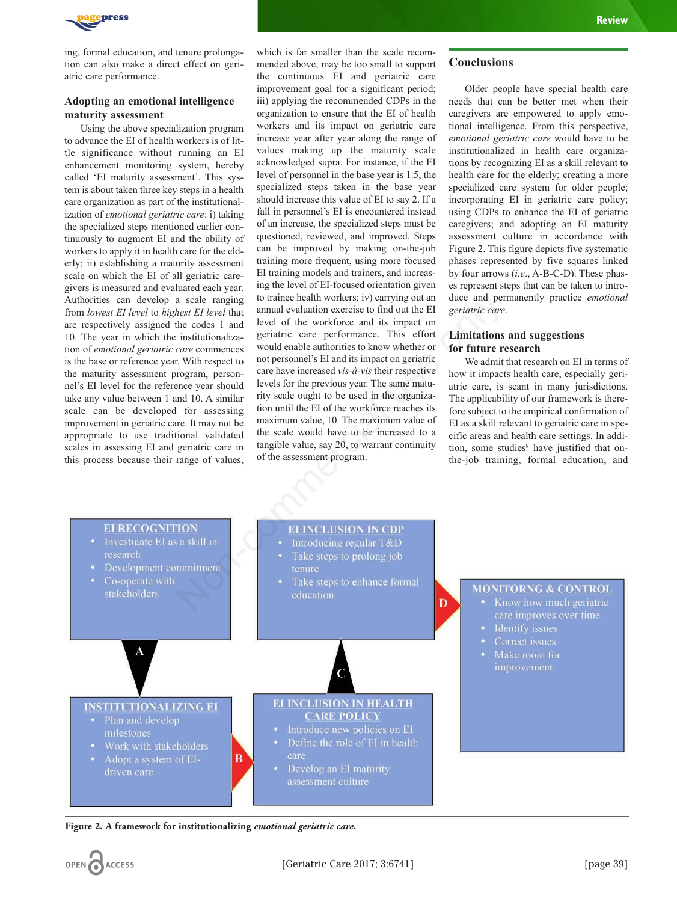ing, formal education, and tenure prolongation can also make a direct effect on geriatric care performance.

### Adopting an emotional intelligence maturity assessment

Using the above specialization program to advance the EI of health workers is of little significance without running an EI enhancement monitoring system, hereby called 'EI maturity assessment'. This system is about taken three key steps in a health care organization as part of the institutionalization of *emotional geriatric care*: i) taking the specialized steps mentioned earlier continuously to augment EI and the ability of workers to apply it in health care for the elderly; ii) establishing a maturity assessment scale on which the EI of all geriatric caregivers is measured and evaluated each year. Authorities can develop a scale ranging from *lowest EI level* to *highest EI level* that are respectively assigned the codes 1 and 10. The year in which the institutionalization of *emotional geriatric care* commences is the base or reference year. With respect to the maturity assessment program, personnel's EI level for the reference year should take any value between 1 and 10. A similar scale can be developed for assessing improvement in geriatric care. It may not be appropriate to use traditional validated scales in assessing EI and geriatric care in this process because their range of values, which is far smaller than the scale recommended above, may be too small to support the continuous EI and geriatric care improvement goal for a significant period; iii) applying the recommended CDPs in the organization to ensure that the EI of health workers and its impact on geriatric care increase year after year along the range of values making up the maturity scale acknowledged supra. For instance, if the EI level of personnel in the base year is 1.5, the specialized steps taken in the base year should increase this value of EI to say 2. If a fall in personnel's EI is encountered instead of an increase, the specialized steps must be questioned, reviewed, and improved. Steps can be improved by making on-the-job training more frequent, using more focused EI training models and trainers, and increasing the level of EI-focused orientation given to trainee health workers; iv) carrying out an annual evaluation exercise to find out the EI level of the workforce and its impact on geriatric care performance. This effort would enable authorities to know whether or not personnel's EI and its impact on geriatric care have increased *vis-à-vis* their respective levels for the previous year. The same maturity scale ought to be used in the organization until the EI of the workforce reaches its maximum value, 10. The maximum value of the scale would have to be increased to a tangible value, say 20, to warrant continuity of the assessment program.

## Conclusions

Older people have special health care needs that can be better met when their caregivers are empowered to apply emotional intelligence. From this perspective, *emotional geriatric care* would have to be institutionalized in health care organizations by recognizing EI as a skill relevant to health care for the elderly; creating a more specialized care system for older people; incorporating EI in geriatric care policy; using CDPs to enhance the EI of geriatric caregivers; and adopting an EI maturity assessment culture in accordance with Figure 2. This figure depicts five systematic phases represented by five squares linked by four arrows (*i.e.*, A-B-C-D). These phases represent steps that can be taken to introduce and permanently practice *emotional geriatric care*.

## Limitations and suggestions for future research

We admit that research on EI in terms of how it impacts health care, especially geriatric care, is scant in many jurisdictions. The applicability of our framework is therefore subject to the empirical confirmation of EI as a skill relevant to geriatric care in specific areas and health care settings. In addition, some studies[8] have justified that on-the-job training, formal education, and

EI RECOGNITION
- Investigate EI as a skill in research
- Development commitment
- Co-operate with stakeholders

A

INSTITUTIONALIZING EI
- Plan and develop milestones
- Work with stakeholders
- Adopt a system of EI-driven care

B

EI INCLUSION IN HEALTH CARE POLICY
- Introduce new policies on EI
- Define the role of EI in health care
- Develop an EI maturity assessment culture

C

EI INCLUSION IN CDP
- Introducing regular T&D
- Take steps to prolong job tenure
- Take steps to enhance formal education

D

MONITORNG & CONTROL
- Know how much geriatric care improves over time
- Identify issues
- Correct issues
- Make room for improvement

**Figure 2. A framework for institutionalizing *emotional geriatric care*.**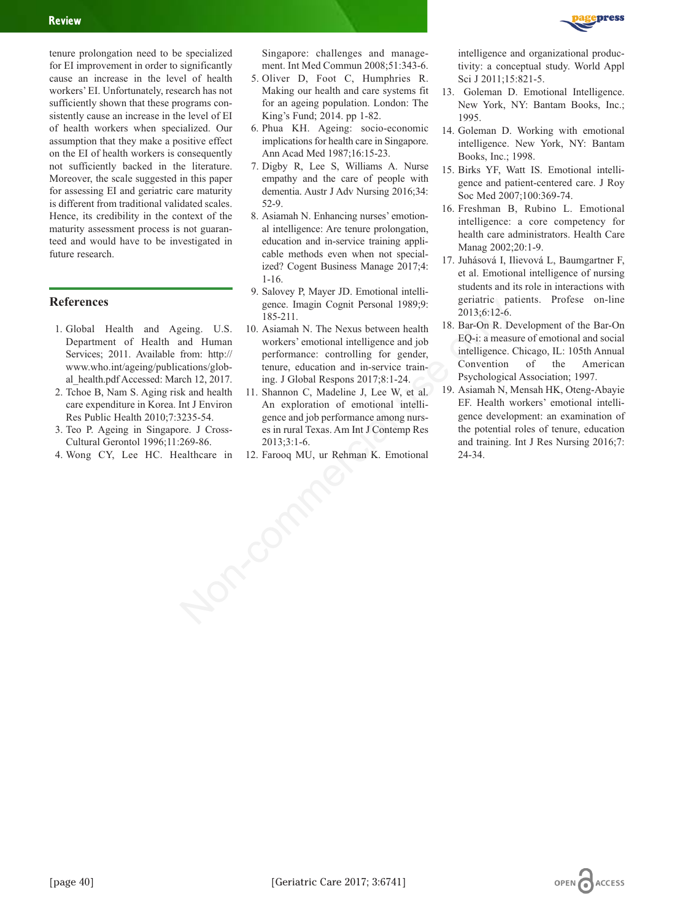tenure prolongation need to be specialized for EI improvement in order to significantly cause an increase in the level of health workers' EI. Unfortunately, research has not sufficiently shown that these programs consistently cause an increase in the level of EI of health workers when specialized. Our assumption that they make a positive effect on the EI of health workers is consequently not sufficiently backed in the literature. Moreover, the scale suggested in this paper for assessing EI and geriatric care maturity is different from traditional validated scales. Hence, its credibility in the context of the maturity assessment process is not guaranteed and would have to be investigated in future research.

## References

1. Global Health and Ageing. U.S. Department of Health and Human Services; 2011. Available from: http://www.who.int/ageing/publications/global_health.pdf Accessed: March 12, 2017.
2. Tchoe B, Nam S. Aging risk and health care expenditure in Korea. Int J Environ Res Public Health 2010;7:3235-54.
3. Teo P. Ageing in Singapore. J Cross-Cultural Gerontol 1996;11:269-86.
4. Wong CY, Lee HC. Healthcare in Singapore: challenges and management. Int Med Commun 2008;51:343-6.
5. Oliver D, Foot C, Humphries R. Making our health and care systems fit for an ageing population. London: The King's Fund; 2014. pp 1-82.
6. Phua KH. Ageing: socio-economic implications for health care in Singapore. Ann Acad Med 1987;16:15-23.
7. Digby R, Lee S, Williams A. Nurse empathy and the care of people with dementia. Austr J Adv Nursing 2016;34:52-9.
8. Asiamah N. Enhancing nurses' emotional intelligence: Are tenure prolongation, education and in-service training applicable methods even when not specialized? Cogent Business Manage 2017;4:1-16.
9. Salovey P, Mayer JD. Emotional intelligence. Imagin Cognit Personal 1989;9:185-211.
10. Asiamah N. The Nexus between health workers' emotional intelligence and job performance: controlling for gender, tenure, education and in-service training. J Global Respons 2017;8:1-24.
11. Shannon C, Madeline J, Lee W, et al. An exploration of emotional intelligence and job performance among nurses in rural Texas. Am Int J Contemp Res 2013;3:1-6.
12. Farooq MU, ur Rehman K. Emotional intelligence and organizational productivity: a conceptual study. World Appl Sci J 2011;15:821-5.
13. Goleman D. Emotional Intelligence. New York, NY: Bantam Books, Inc.; 1995.
14. Goleman D. Working with emotional intelligence. New York, NY: Bantam Books, Inc.; 1998.
15. Birks YF, Watt IS. Emotional intelligence and patient-centered care. J Roy Soc Med 2007;100:369-74.
16. Freshman B, Rubino L. Emotional intelligence: a core competency for health care administrators. Health Care Manag 2002;20:1-9.
17. Juhásová I, Ilievová L, Baumgartner F, et al. Emotional intelligence of nursing students and its role in interactions with geriatric patients. Profese on-line 2013;6:12-6.
18. Bar-On R. Development of the Bar-On EQ-i: a measure of emotional and social intelligence. Chicago, IL: 105th Annual Convention of the American Psychological Association; 1997.
19. Asiamah N, Mensah HK, Oteng-Abayie EF. Health workers' emotional intelligence development: an examination of the potential roles of tenure, education and training. Int J Res Nursing 2016;7:24-34.